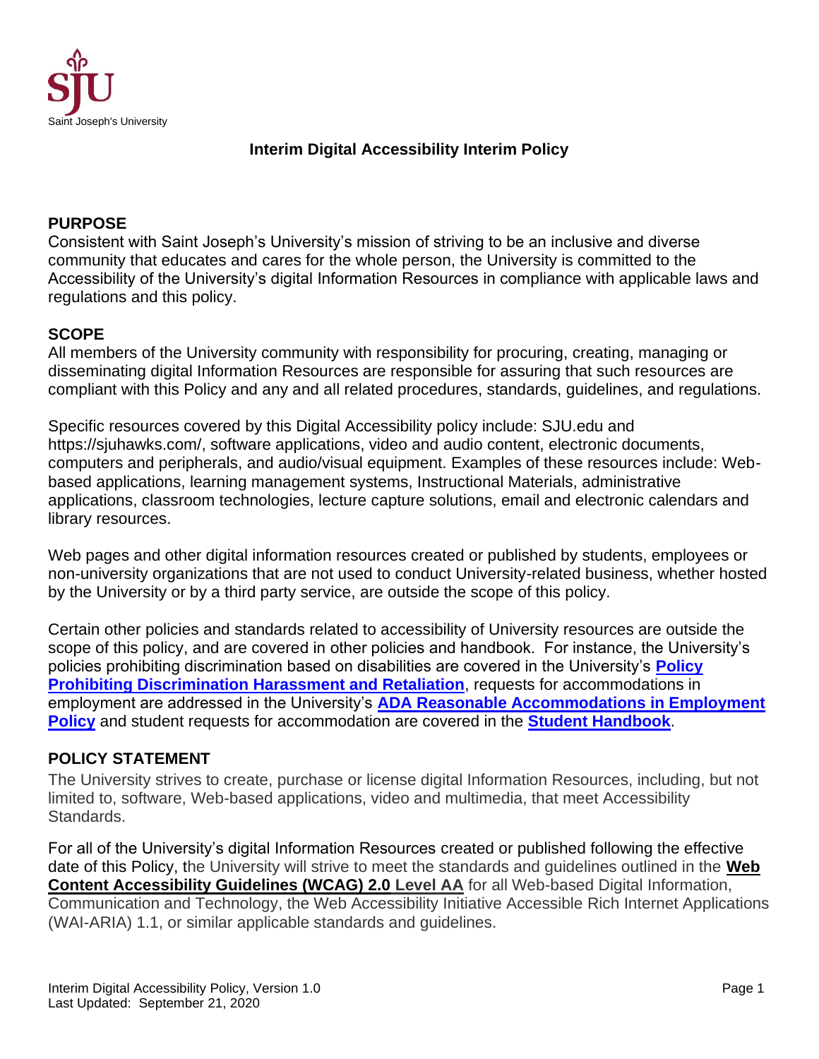Saint Joseph's University

# Interim Digital Accessibility Interim Policy

## PURPOSE

Consistent with Saint Joseph's University's mission of striving to be an inclusive and diverse community that educates and cares for the whole person, the University is committed to the Accessibility of the University's digital Information Resources in compliance with applicable laws and regulations and this policy.

## SCOPE

All members of the University community with responsibility for procuring, creating, managing or disseminating digital Information Resources are responsible for assuring that such resources are compliant with this Policy and any and all related procedures, standards, guidelines, and regulations.

Specific resources covered by this Digital Accessibility policy include: SJU.edu and https://sjuhawks.com/, software applications, video and audio content, electronic documents, computers and peripherals, and audio/visual equipment. Examples of these resources include: Web-based applications, learning management systems, Instructional Materials, administrative applications, classroom technologies, lecture capture solutions, email and electronic calendars and library resources.

Web pages and other digital information resources created or published by students, employees or non-university organizations that are not used to conduct University-related business, whether hosted by the University or by a third party service, are outside the scope of this policy.

Certain other policies and standards related to accessibility of University resources are outside the scope of this policy, and are covered in other policies and handbook. For instance, the University's policies prohibiting discrimination based on disabilities are covered in the University's **Policy Prohibiting Discrimination Harassment and Retaliation**, requests for accommodations in employment are addressed in the University's **ADA Reasonable Accommodations in Employment Policy** and student requests for accommodation are covered in the **Student Handbook**.

## POLICY STATEMENT

The University strives to create, purchase or license digital Information Resources, including, but not limited to, software, Web-based applications, video and multimedia, that meet Accessibility Standards.

For all of the University's digital Information Resources created or published following the effective date of this Policy, the University will strive to meet the standards and guidelines outlined in the **Web Content Accessibility Guidelines (WCAG) 2.0 Level AA** for all Web-based Digital Information, Communication and Technology, the Web Accessibility Initiative Accessible Rich Internet Applications (WAI-ARIA) 1.1, or similar applicable standards and guidelines.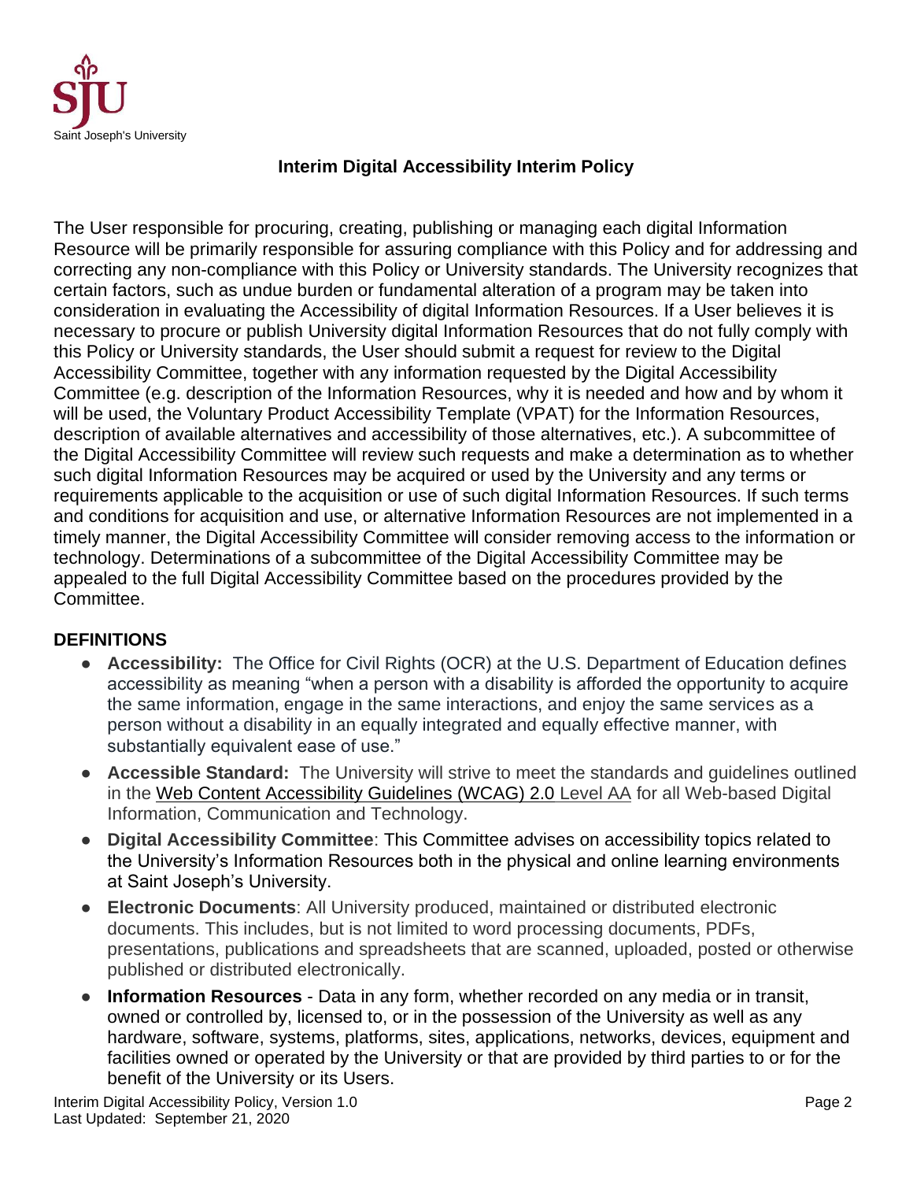**Interim Digital Accessibility Interim Policy**

The User responsible for procuring, creating, publishing or managing each digital Information Resource will be primarily responsible for assuring compliance with this Policy and for addressing and correcting any non-compliance with this Policy or University standards. The University recognizes that certain factors, such as undue burden or fundamental alteration of a program may be taken into consideration in evaluating the Accessibility of digital Information Resources. If a User believes it is necessary to procure or publish University digital Information Resources that do not fully comply with this Policy or University standards, the User should submit a request for review to the Digital Accessibility Committee, together with any information requested by the Digital Accessibility Committee (e.g. description of the Information Resources, why it is needed and how and by whom it will be used, the Voluntary Product Accessibility Template (VPAT) for the Information Resources, description of available alternatives and accessibility of those alternatives, etc.). A subcommittee of the Digital Accessibility Committee will review such requests and make a determination as to whether such digital Information Resources may be acquired or used by the University and any terms or requirements applicable to the acquisition or use of such digital Information Resources. If such terms and conditions for acquisition and use, or alternative Information Resources are not implemented in a timely manner, the Digital Accessibility Committee will consider removing access to the information or technology. Determinations of a subcommittee of the Digital Accessibility Committee may be appealed to the full Digital Accessibility Committee based on the procedures provided by the Committee.

## DEFINITIONS

- **Accessibility:** The Office for Civil Rights (OCR) at the U.S. Department of Education defines accessibility as meaning "when a person with a disability is afforded the opportunity to acquire the same information, engage in the same interactions, and enjoy the same services as a person without a disability in an equally integrated and equally effective manner, with substantially equivalent ease of use."
- **Accessible Standard:** The University will strive to meet the standards and guidelines outlined in the Web Content Accessibility Guidelines (WCAG) 2.0 Level AA for all Web-based Digital Information, Communication and Technology.
- **Digital Accessibility Committee**: This Committee advises on accessibility topics related to the University's Information Resources both in the physical and online learning environments at Saint Joseph's University.
- **Electronic Documents**: All University produced, maintained or distributed electronic documents. This includes, but is not limited to word processing documents, PDFs, presentations, publications and spreadsheets that are scanned, uploaded, posted or otherwise published or distributed electronically.
- **Information Resources** - Data in any form, whether recorded on any media or in transit, owned or controlled by, licensed to, or in the possession of the University as well as any hardware, software, systems, platforms, sites, applications, networks, devices, equipment and facilities owned or operated by the University or that are provided by third parties to or for the benefit of the University or its Users.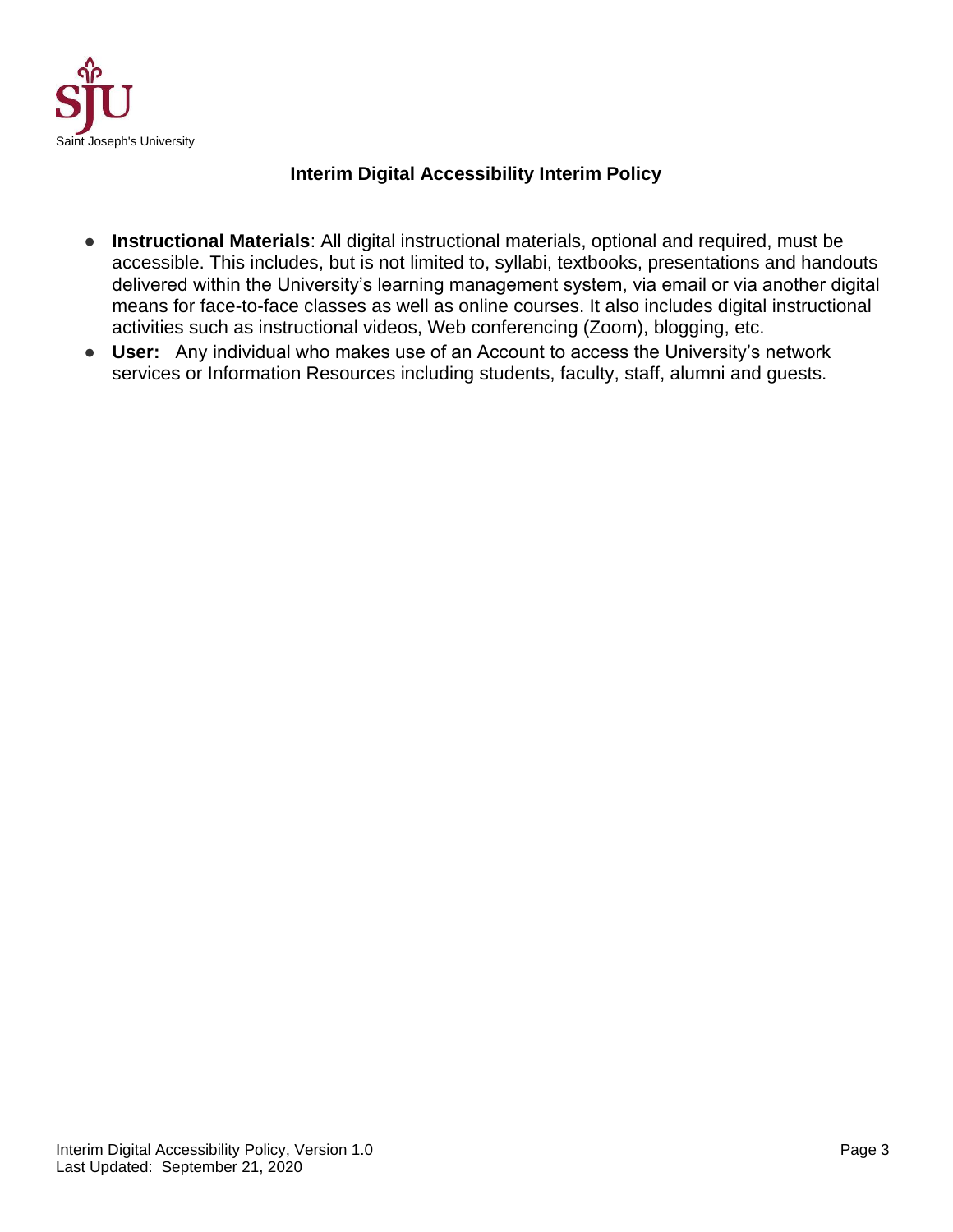- **Instructional Materials**: All digital instructional materials, optional and required, must be accessible. This includes, but is not limited to, syllabi, textbooks, presentations and handouts delivered within the University's learning management system, via email or via another digital means for face-to-face classes as well as online courses. It also includes digital instructional activities such as instructional videos, Web conferencing (Zoom), blogging, etc.
- **User:** Any individual who makes use of an Account to access the University's network services or Information Resources including students, faculty, staff, alumni and guests.